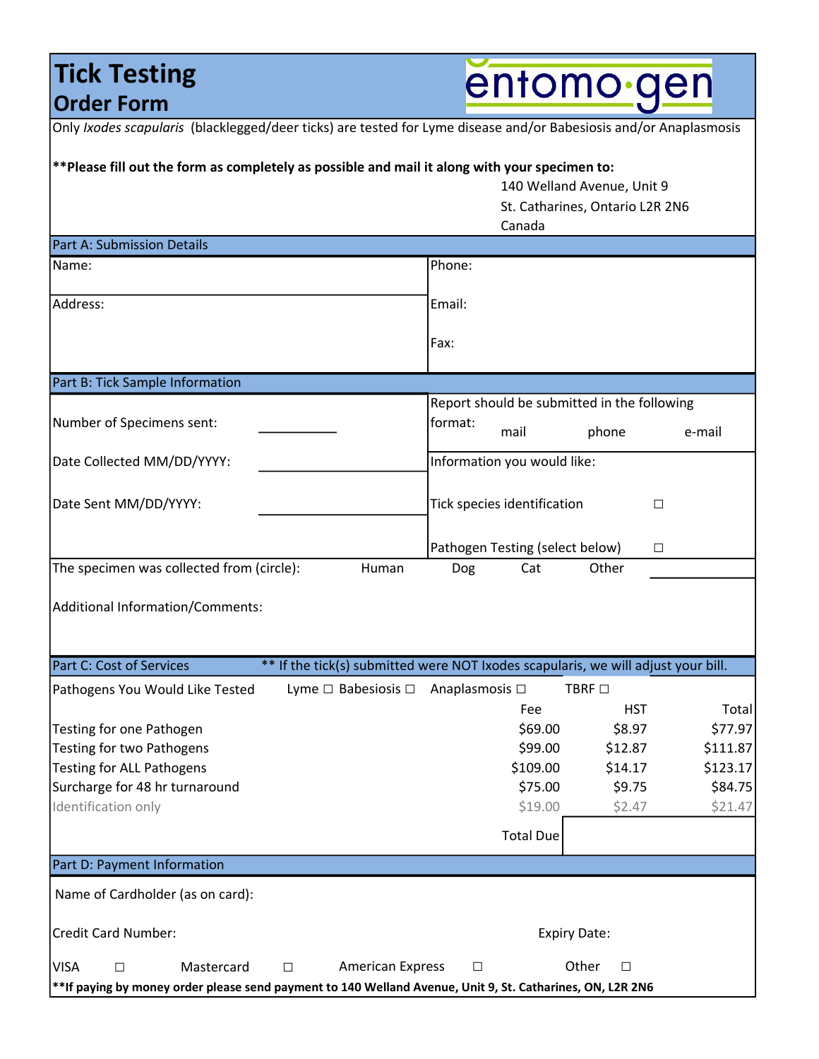# Tick Testing
## Order Form

entomo·gen

Only *Ixodes scapularis* (blacklegged/deer ticks) are tested for Lyme disease and/or Babesiosis and/or Anaplasmosis

**\*\*Please fill out the form as completely as possible and mail it along with your specimen to:**

140 Welland Avenue, Unit 9
St. Catharines, Ontario L2R 2N6
Canada

### Part A: Submission Details

| | |
|---|---|
| Name: | Phone: |
| Address: | Email: |
| | Fax: |

### Part B: Tick Sample Information

| | | |
|---|---|---|
| Number of Specimens sent: | ____________ | Report should be submitted in the following format: mail phone e-mail |
| Date Collected MM/DD/YYYY: | ____________ | Information you would like: |
| Date Sent MM/DD/YYYY: | ____________ | Tick species identification ☐ |
| | | Pathogen Testing (select below) ☐ |

The specimen was collected from (circle): Human Dog Cat Other ____________

Additional Information/Comments:

### Part C: Cost of Services

** If the tick(s) submitted were NOT Ixodes scapularis, we will adjust your bill.

Pathogens You Would Like Tested Lyme ☐ Babesiosis ☐ Anaplasmosis ☐ TBRF ☐

| | Fee | HST | Total |
|---|---|---|---|
| Testing for one Pathogen | $69.00 | $8.97 | $77.97 |
| Testing for two Pathogens | $99.00 | $12.87 | $111.87 |
| Testing for ALL Pathogens | $109.00 | $14.17 | $123.17 |
| Surcharge for 48 hr turnaround | $75.00 | $9.75 | $84.75 |
| Identification only | $19.00 | $2.47 | $21.47 |
| | Total Due | | |

### Part D: Payment Information

Name of Cardholder (as on card):

Credit Card Number: Expiry Date:

VISA ☐ Mastercard ☐ American Express ☐ Other ☐

**\*\*If paying by money order please send payment to 140 Welland Avenue, Unit 9, St. Catharines, ON, L2R 2N6**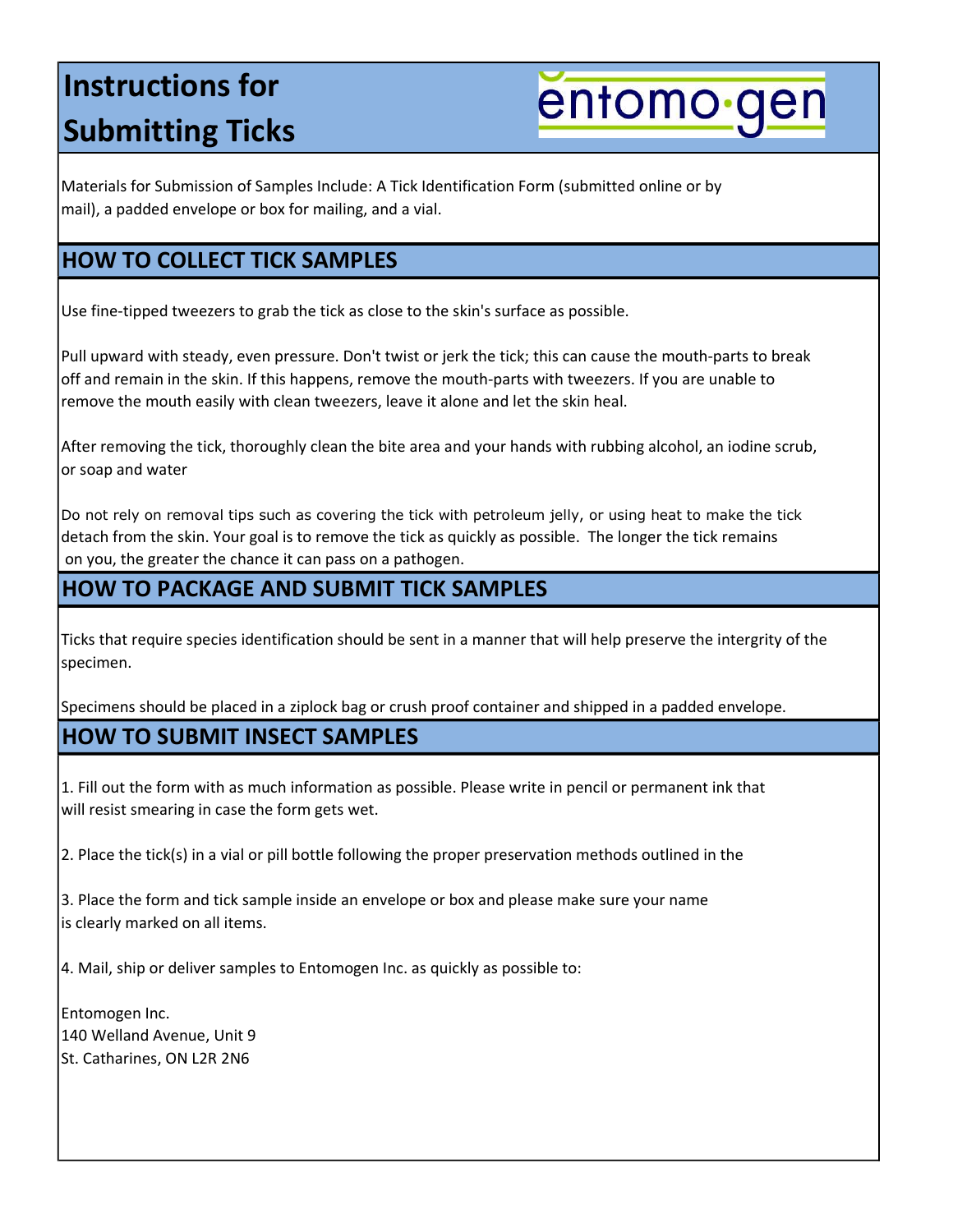# Instructions for Submitting Ticks

entomo·gen

Materials for Submission of Samples Include: A Tick Identification Form (submitted online or by mail), a padded envelope or box for mailing, and a vial.

## HOW TO COLLECT TICK SAMPLES

Use fine-tipped tweezers to grab the tick as close to the skin's surface as possible.

Pull upward with steady, even pressure. Don't twist or jerk the tick; this can cause the mouth-parts to break off and remain in the skin. If this happens, remove the mouth-parts with tweezers. If you are unable to remove the mouth easily with clean tweezers, leave it alone and let the skin heal.

After removing the tick, thoroughly clean the bite area and your hands with rubbing alcohol, an iodine scrub, or soap and water

Do not rely on removal tips such as covering the tick with petroleum jelly, or using heat to make the tick detach from the skin. Your goal is to remove the tick as quickly as possible. The longer the tick remains on you, the greater the chance it can pass on a pathogen.

## HOW TO PACKAGE AND SUBMIT TICK SAMPLES

Ticks that require species identification should be sent in a manner that will help preserve the intergrity of the specimen.

Specimens should be placed in a ziplock bag or crush proof container and shipped in a padded envelope.

## HOW TO SUBMIT INSECT SAMPLES

1. Fill out the form with as much information as possible. Please write in pencil or permanent ink that will resist smearing in case the form gets wet.

2. Place the tick(s) in a vial or pill bottle following the proper preservation methods outlined in the

3. Place the form and tick sample inside an envelope or box and please make sure your name is clearly marked on all items.

4. Mail, ship or deliver samples to Entomogen Inc. as quickly as possible to:

Entomogen Inc.
140 Welland Avenue, Unit 9
St. Catharines, ON L2R 2N6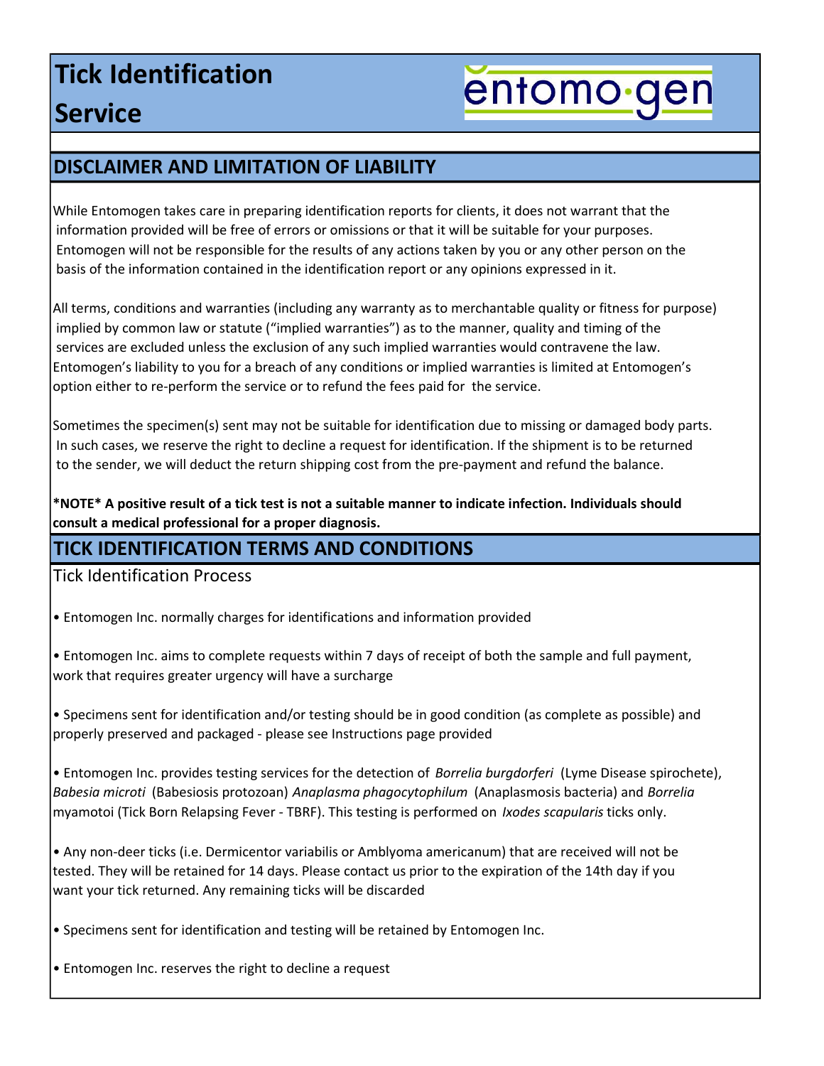# Tick Identification Service

entomo·gen

## DISCLAIMER AND LIMITATION OF LIABILITY

While Entomogen takes care in preparing identification reports for clients, it does not warrant that the information provided will be free of errors or omissions or that it will be suitable for your purposes. Entomogen will not be responsible for the results of any actions taken by you or any other person on the basis of the information contained in the identification report or any opinions expressed in it.

All terms, conditions and warranties (including any warranty as to merchantable quality or fitness for purpose) implied by common law or statute ("implied warranties") as to the manner, quality and timing of the services are excluded unless the exclusion of any such implied warranties would contravene the law. Entomogen's liability to you for a breach of any conditions or implied warranties is limited at Entomogen's option either to re-perform the service or to refund the fees paid for the service.

Sometimes the specimen(s) sent may not be suitable for identification due to missing or damaged body parts. In such cases, we reserve the right to decline a request for identification. If the shipment is to be returned to the sender, we will deduct the return shipping cost from the pre-payment and refund the balance.

**\*NOTE\* A positive result of a tick test is not a suitable manner to indicate infection. Individuals should consult a medical professional for a proper diagnosis.**

## TICK IDENTIFICATION TERMS AND CONDITIONS

### Tick Identification Process

- Entomogen Inc. normally charges for identifications and information provided
- Entomogen Inc. aims to complete requests within 7 days of receipt of both the sample and full payment, work that requires greater urgency will have a surcharge
- Specimens sent for identification and/or testing should be in good condition (as complete as possible) and properly preserved and packaged - please see Instructions page provided
- Entomogen Inc. provides testing services for the detection of *Borrelia burgdorferi* (Lyme Disease spirochete), *Babesia microti* (Babesiosis protozoan) *Anaplasma phagocytophilum* (Anaplasmosis bacteria) and *Borrelia* myamotoi (Tick Born Relapsing Fever - TBRF). This testing is performed on *Ixodes scapularis* ticks only.
- Any non-deer ticks (i.e. Dermicentor variabilis or Amblyoma americanum) that are received will not be tested. They will be retained for 14 days. Please contact us prior to the expiration of the 14th day if you want your tick returned. Any remaining ticks will be discarded
- Specimens sent for identification and testing will be retained by Entomogen Inc.
- Entomogen Inc. reserves the right to decline a request